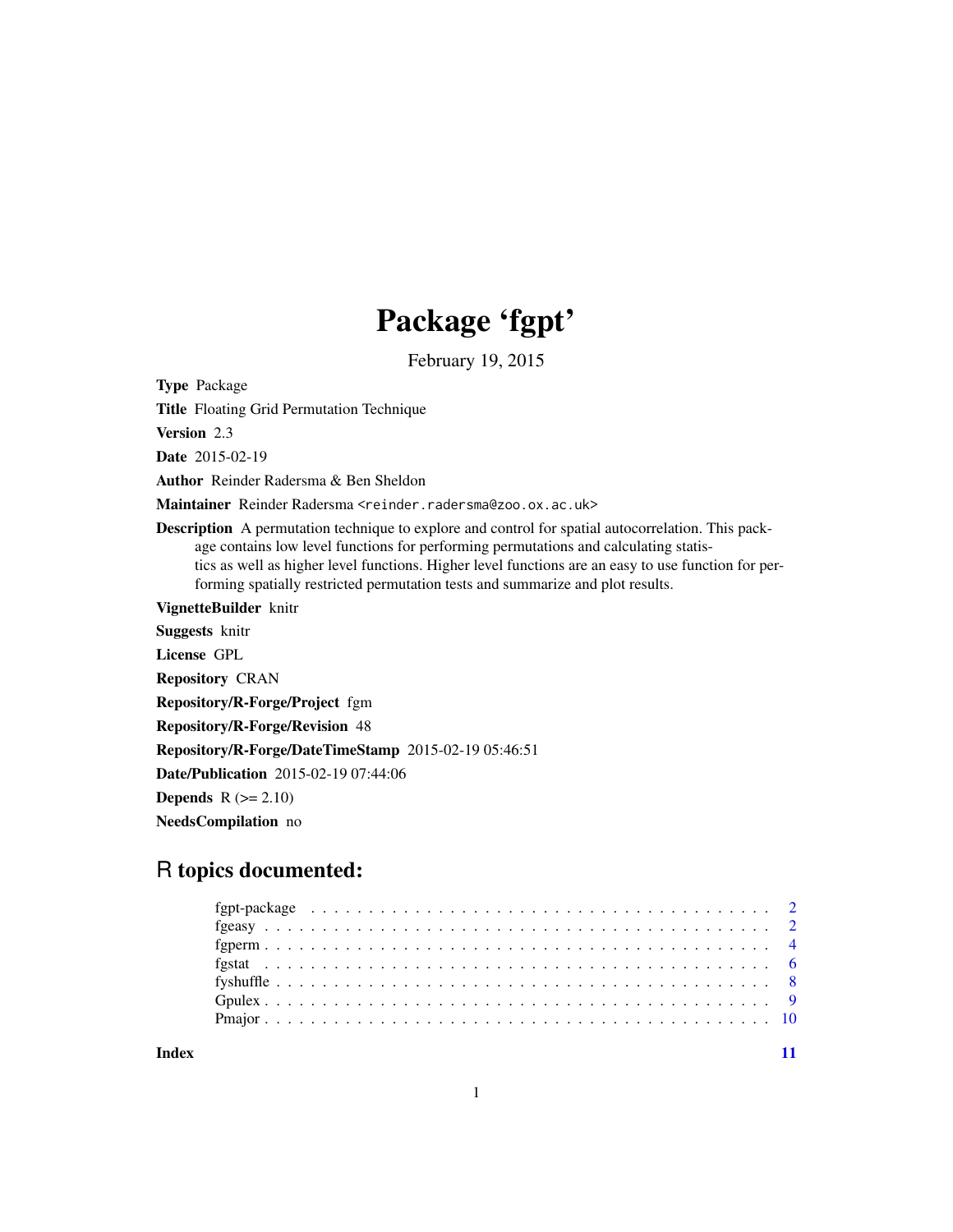# Package 'fgpt'

February 19, 2015

**Type** Package

**Title** Floating Grid Permutation Technique

**Version** 2.3

**Date** 2015-02-19

**Author** Reinder Radersma & Ben Sheldon

**Maintainer** Reinder Radersma <reinder.radersma@zoo.ox.ac.uk>

**Description** A permutation technique to explore and control for spatial autocorrelation. This package contains low level functions for performing permutations and calculating statistics as well as higher level functions. Higher level functions are an easy to use function for performing spatially restricted permutation tests and summarize and plot results.

**VignetteBuilder** knitr

**Suggests** knitr

**License** GPL

**Repository** CRAN

**Repository/R-Forge/Project** fgm

**Repository/R-Forge/Revision** 48

**Repository/R-Forge/DateTimeStamp** 2015-02-19 05:46:51

**Date/Publication** 2015-02-19 07:44:06

**Depends** R (>= 2.10)

**NeedsCompilation** no

## R topics documented:

| | |
|---|---|
| fgpt-package | 2 |
| fgeasy | 2 |
| fgperm | 4 |
| fgstat | 6 |
| fyshuffle | 8 |
| Gpulex | 9 |
| Pmajor | 10 |
| **Index** | **11** |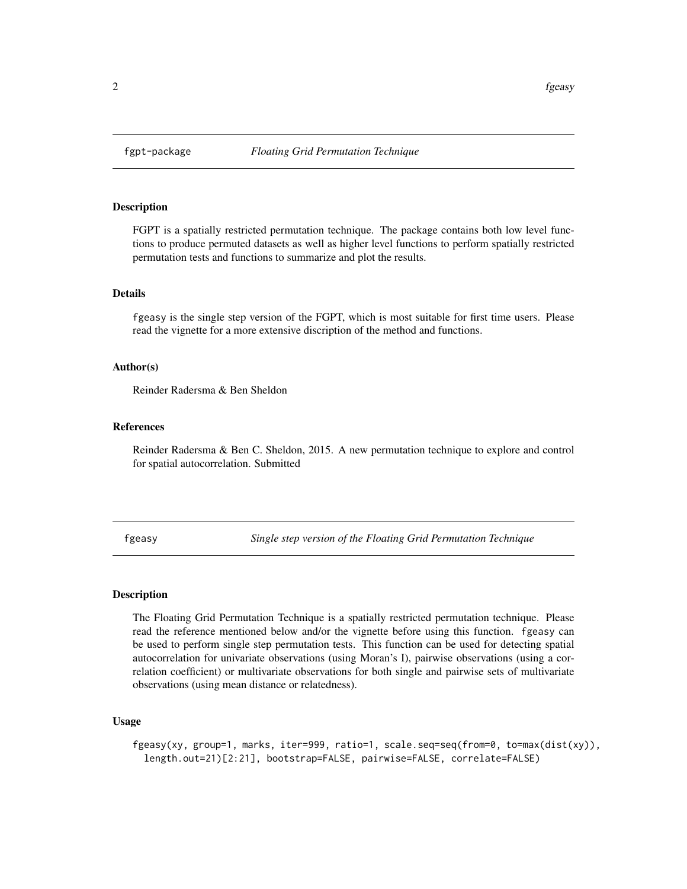## fgpt-package *Floating Grid Permutation Technique*

### Description

FGPT is a spatially restricted permutation technique. The package contains both low level functions to produce permuted datasets as well as higher level functions to perform spatially restricted permutation tests and functions to summarize and plot the results.

### Details

fgeasy is the single step version of the FGPT, which is most suitable for first time users. Please read the vignette for a more extensive discription of the method and functions.

### Author(s)

Reinder Radersma & Ben Sheldon

### References

Reinder Radersma & Ben C. Sheldon, 2015. A new permutation technique to explore and control for spatial autocorrelation. Submitted

## fgeasy *Single step version of the Floating Grid Permutation Technique*

### Description

The Floating Grid Permutation Technique is a spatially restricted permutation technique. Please read the reference mentioned below and/or the vignette before using this function. fgeasy can be used to perform single step permutation tests. This function can be used for detecting spatial autocorrelation for univariate observations (using Moran's I), pairwise observations (using a correlation coefficient) or multivariate observations for both single and pairwise sets of multivariate observations (using mean distance or relatedness).

### Usage

```
fgeasy(xy, group=1, marks, iter=999, ratio=1, scale.seq=seq(from=0, to=max(dist(xy)),
  length.out=21)[2:21], bootstrap=FALSE, pairwise=FALSE, correlate=FALSE)
```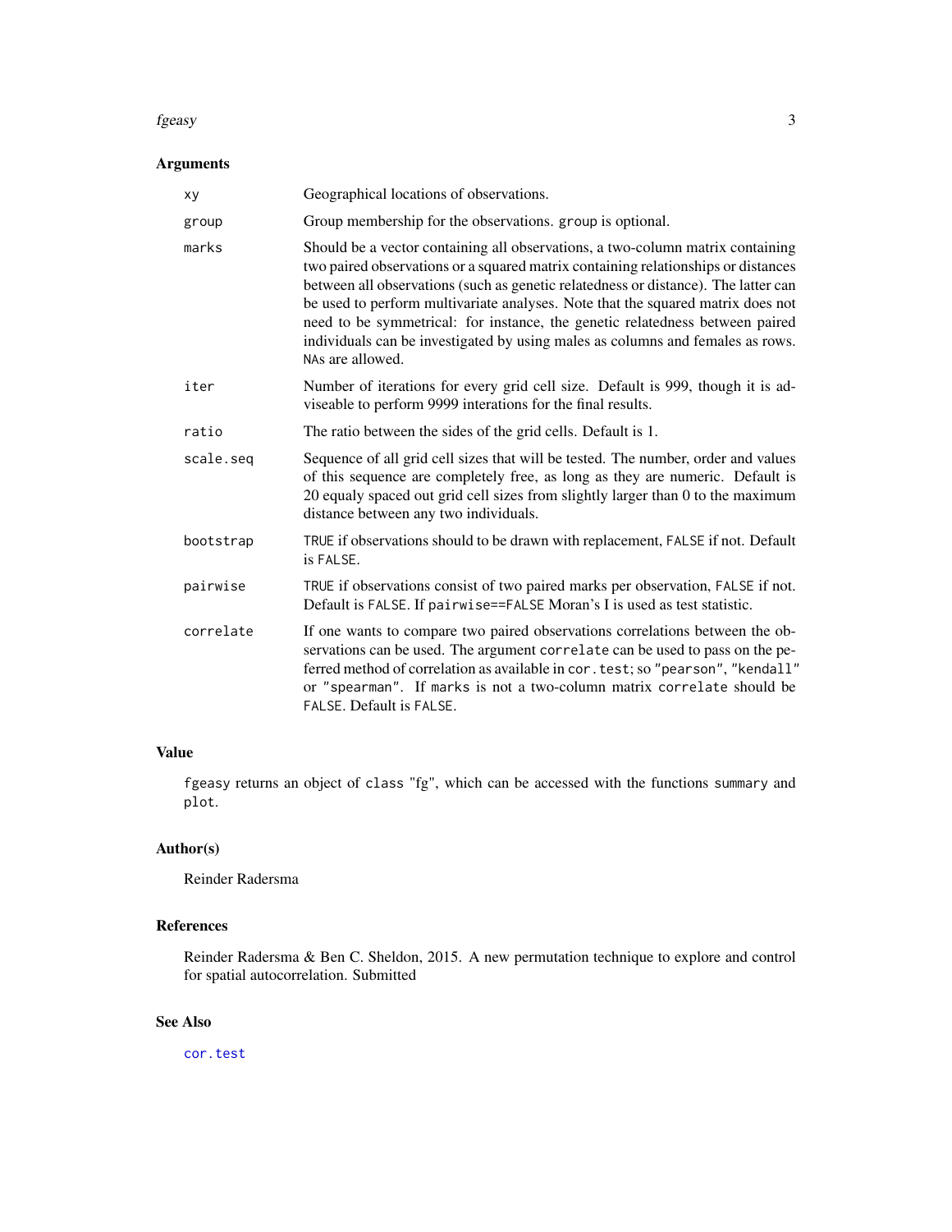## Arguments

| | |
|---|---|
| `xy` | Geographical locations of observations. |
| `group` | Group membership for the observations. `group` is optional. |
| `marks` | Should be a vector containing all observations, a two-column matrix containing two paired observations or a squared matrix containing relationships or distances between all observations (such as genetic relatedness or distance). The latter can be used to perform multivariate analyses. Note that the squared matrix does not need to be symmetrical: for instance, the genetic relatedness between paired individuals can be investigated by using males as columns and females as rows. `NA`s are allowed. |
| `iter` | Number of iterations for every grid cell size. Default is 999, though it is adviseable to perform 9999 interations for the final results. |
| `ratio` | The ratio between the sides of the grid cells. Default is 1. |
| `scale.seq` | Sequence of all grid cell sizes that will be tested. The number, order and values of this sequence are completely free, as long as they are numeric. Default is 20 equaly spaced out grid cell sizes from slightly larger than 0 to the maximum distance between any two individuals. |
| `bootstrap` | `TRUE` if observations should to be drawn with replacement, `FALSE` if not. Default is `FALSE`. |
| `pairwise` | `TRUE` if observations consist of two paired marks per observation, `FALSE` if not. Default is `FALSE`. If `pairwise==FALSE` Moran's I is used as test statistic. |
| `correlate` | If one wants to compare two paired observations correlations between the observations can be used. The argument `correlate` can be used to pass on the peferred method of correlation as available in `cor.test`; so `"pearson"`, `"kendall"` or `"spearman"`. If `marks` is not a two-column matrix `correlate` should be `FALSE`. Default is `FALSE`. |

## Value

`fgeasy` returns an object of `class "fg"`, which can be accessed with the functions `summary` and `plot`.

## Author(s)

Reinder Radersma

## References

Reinder Radersma & Ben C. Sheldon, 2015. A new permutation technique to explore and control for spatial autocorrelation. Submitted

## See Also

`cor.test`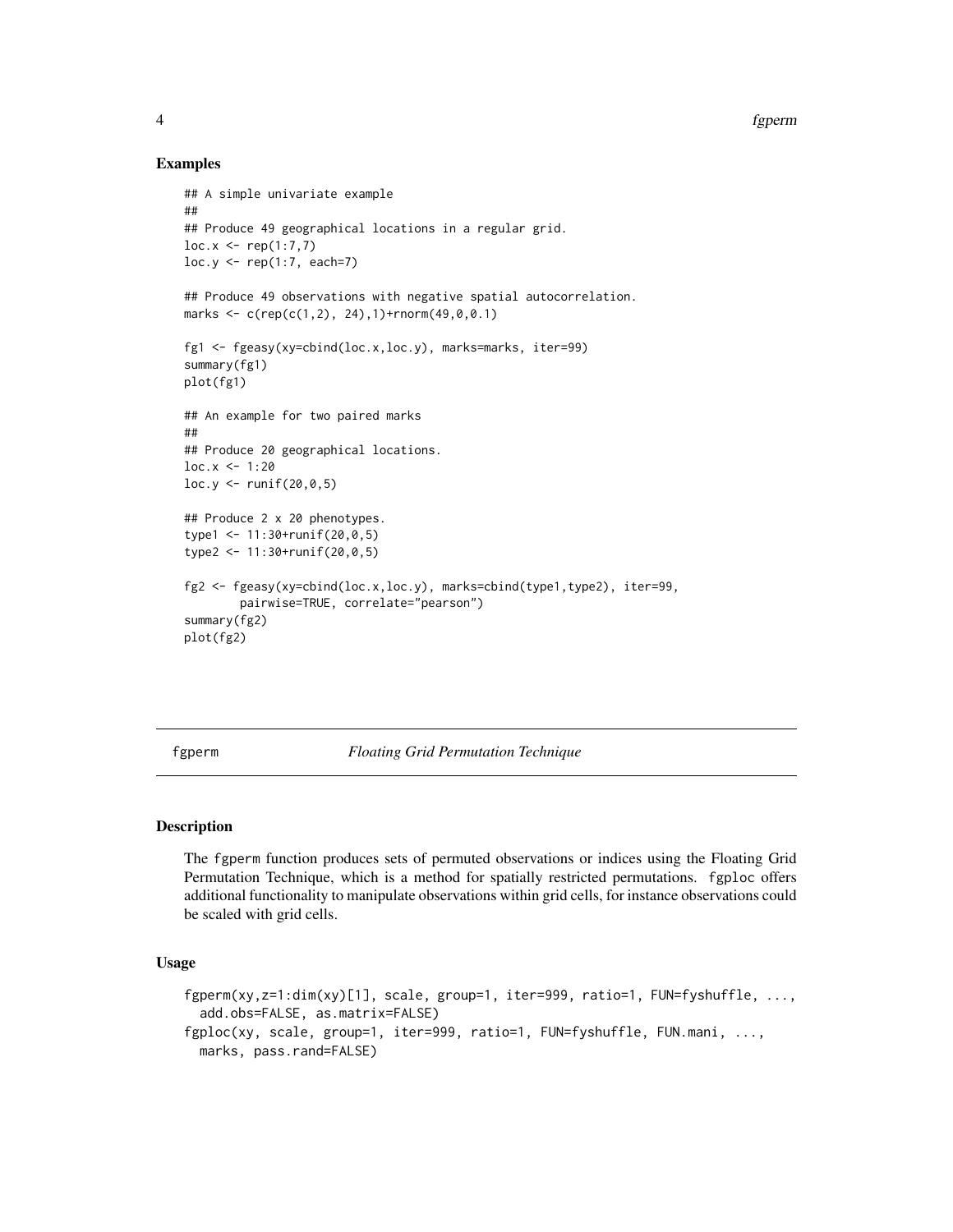## Examples

```
## A simple univariate example
##
## Produce 49 geographical locations in a regular grid.
loc.x <- rep(1:7,7)
loc.y <- rep(1:7, each=7)

## Produce 49 observations with negative spatial autocorrelation.
marks <- c(rep(c(1,2), 24),1)+rnorm(49,0,0.1)

fg1 <- fgeasy(xy=cbind(loc.x,loc.y), marks=marks, iter=99)
summary(fg1)
plot(fg1)

## An example for two paired marks
##
## Produce 20 geographical locations.
loc.x <- 1:20
loc.y <- runif(20,0,5)

## Produce 2 x 20 phenotypes.
type1 <- 11:30+runif(20,0,5)
type2 <- 11:30+runif(20,0,5)

fg2 <- fgeasy(xy=cbind(loc.x,loc.y), marks=cbind(type1,type2), iter=99,
        pairwise=TRUE, correlate="pearson")
summary(fg2)
plot(fg2)
```

---

fgperm *Floating Grid Permutation Technique*

---

## Description

The fgperm function produces sets of permuted observations or indices using the Floating Grid Permutation Technique, which is a method for spatially restricted permutations. fgploc offers additional functionality to manipulate observations within grid cells, for instance observations could be scaled with grid cells.

## Usage

```
fgperm(xy,z=1:dim(xy)[1], scale, group=1, iter=999, ratio=1, FUN=fyshuffle, ...,
  add.obs=FALSE, as.matrix=FALSE)
fgploc(xy, scale, group=1, iter=999, ratio=1, FUN=fyshuffle, FUN.mani, ...,
  marks, pass.rand=FALSE)
```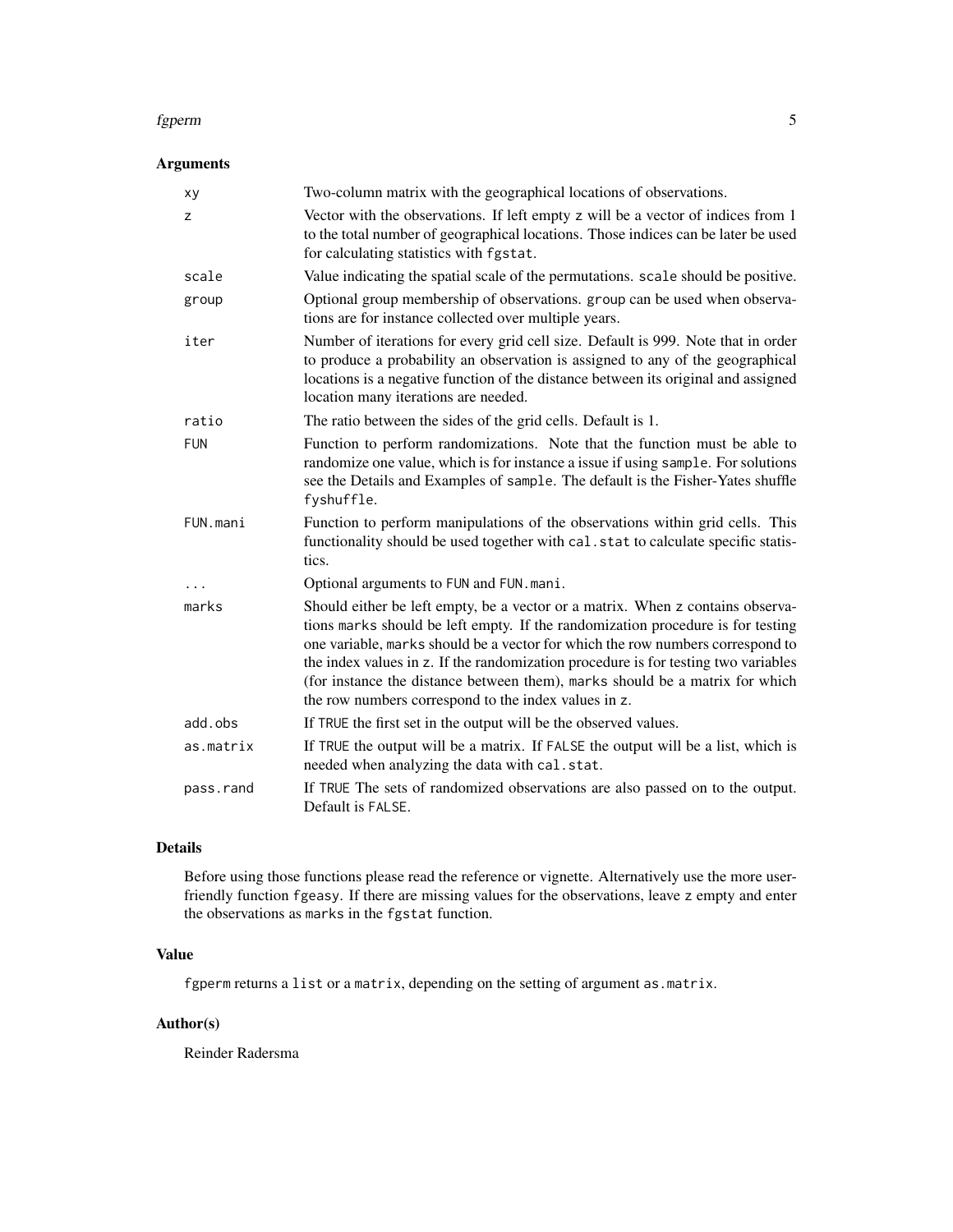## Arguments

| | |
|---|---|
| `xy` | Two-column matrix with the geographical locations of observations. |
| `z` | Vector with the observations. If left empty `z` will be a vector of indices from 1 to the total number of geographical locations. Those indices can be later be used for calculating statistics with `fgstat`. |
| `scale` | Value indicating the spatial scale of the permutations. `scale` should be positive. |
| `group` | Optional group membership of observations. `group` can be used when observations are for instance collected over multiple years. |
| `iter` | Number of iterations for every grid cell size. Default is 999. Note that in order to produce a probability an observation is assigned to any of the geographical locations is a negative function of the distance between its original and assigned location many iterations are needed. |
| `ratio` | The ratio between the sides of the grid cells. Default is 1. |
| `FUN` | Function to perform randomizations. Note that the function must be able to randomize one value, which is for instance a issue if using `sample`. For solutions see the Details and Examples of `sample`. The default is the Fisher-Yates shuffle `fyshuffle`. |
| `FUN.mani` | Function to perform manipulations of the observations within grid cells. This functionality should be used together with `cal.stat` to calculate specific statistics. |
| `...` | Optional arguments to `FUN` and `FUN.mani`. |
| `marks` | Should either be left empty, be a vector or a matrix. When `z` contains observations `marks` should be left empty. If the randomization procedure is for testing one variable, `marks` should be a vector for which the row numbers correspond to the index values in `z`. If the randomization procedure is for testing two variables (for instance the distance between them), `marks` should be a matrix for which the row numbers correspond to the index values in `z`. |
| `add.obs` | If `TRUE` the first set in the output will be the observed values. |
| `as.matrix` | If `TRUE` the output will be a matrix. If `FALSE` the output will be a list, which is needed when analyzing the data with `cal.stat`. |
| `pass.rand` | If `TRUE` The sets of randomized observations are also passed on to the output. Default is `FALSE`. |

## Details

Before using those functions please read the reference or vignette. Alternatively use the more user-friendly function `fgeasy`. If there are missing values for the observations, leave `z` empty and enter the observations as `marks` in the `fgstat` function.

## Value

`fgperm` returns a `list` or a `matrix`, depending on the setting of argument `as.matrix`.

## Author(s)

Reinder Radersma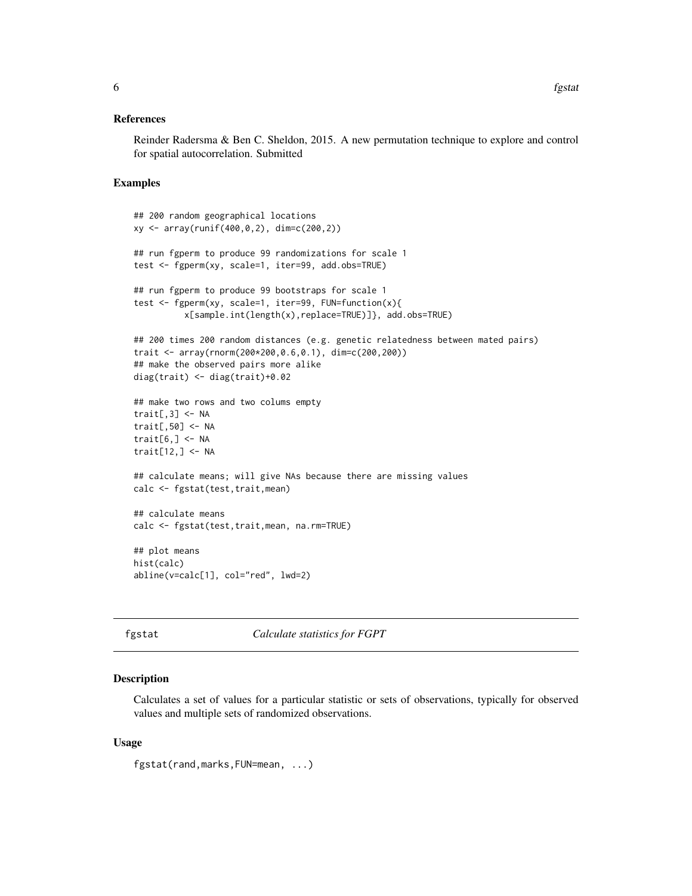### References

Reinder Radersma & Ben C. Sheldon, 2015. A new permutation technique to explore and control for spatial autocorrelation. Submitted

### Examples

```
## 200 random geographical locations
xy <- array(runif(400,0,2), dim=c(200,2))

## run fgperm to produce 99 randomizations for scale 1
test <- fgperm(xy, scale=1, iter=99, add.obs=TRUE)

## run fgperm to produce 99 bootstraps for scale 1
test <- fgperm(xy, scale=1, iter=99, FUN=function(x){
          x[sample.int(length(x),replace=TRUE)]}, add.obs=TRUE)

## 200 times 200 random distances (e.g. genetic relatedness between mated pairs)
trait <- array(rnorm(200*200,0.6,0.1), dim=c(200,200))
## make the observed pairs more alike
diag(trait) <- diag(trait)+0.02

## make two rows and two colums empty
trait[,3] <- NA
trait[,50] <- NA
trait[6,] <- NA
trait[12,] <- NA

## calculate means; will give NAs because there are missing values
calc <- fgstat(test,trait,mean)

## calculate means
calc <- fgstat(test,trait,mean, na.rm=TRUE)

## plot means
hist(calc)
abline(v=calc[1], col="red", lwd=2)
```

---

## fgstat *Calculate statistics for FGPT*

---

### Description

Calculates a set of values for a particular statistic or sets of observations, typically for observed values and multiple sets of randomized observations.

### Usage

```
fgstat(rand,marks,FUN=mean, ...)
```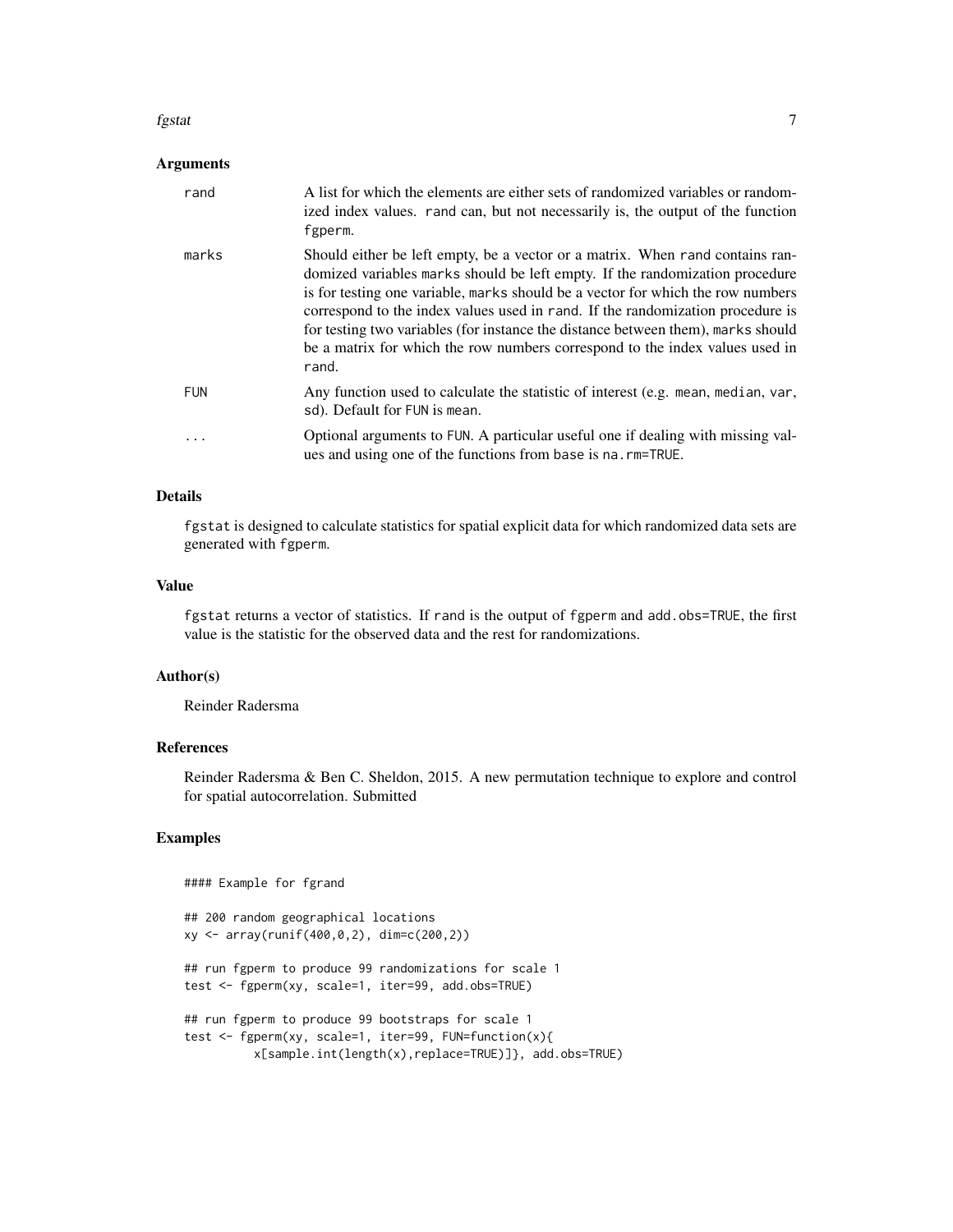## Arguments

| | |
|---|---|
| rand | A list for which the elements are either sets of randomized variables or randomized index values. rand can, but not necessarily is, the output of the function fgperm. |
| marks | Should either be left empty, be a vector or a matrix. When rand contains randomized variables marks should be left empty. If the randomization procedure is for testing one variable, marks should be a vector for which the row numbers correspond to the index values used in rand. If the randomization procedure is for testing two variables (for instance the distance between them), marks should be a matrix for which the row numbers correspond to the index values used in rand. |
| FUN | Any function used to calculate the statistic of interest (e.g. mean, median, var, sd). Default for FUN is mean. |
| ... | Optional arguments to FUN. A particular useful one if dealing with missing values and using one of the functions from base is na.rm=TRUE. |

## Details

fgstat is designed to calculate statistics for spatial explicit data for which randomized data sets are generated with fgperm.

## Value

fgstat returns a vector of statistics. If rand is the output of fgperm and add.obs=TRUE, the first value is the statistic for the observed data and the rest for randomizations.

## Author(s)

Reinder Radersma

## References

Reinder Radersma & Ben C. Sheldon, 2015. A new permutation technique to explore and control for spatial autocorrelation. Submitted

## Examples

```
#### Example for fgrand

## 200 random geographical locations
xy <- array(runif(400,0,2), dim=c(200,2))

## run fgperm to produce 99 randomizations for scale 1
test <- fgperm(xy, scale=1, iter=99, add.obs=TRUE)

## run fgperm to produce 99 bootstraps for scale 1
test <- fgperm(xy, scale=1, iter=99, FUN=function(x){
          x[sample.int(length(x),replace=TRUE)]}, add.obs=TRUE)
```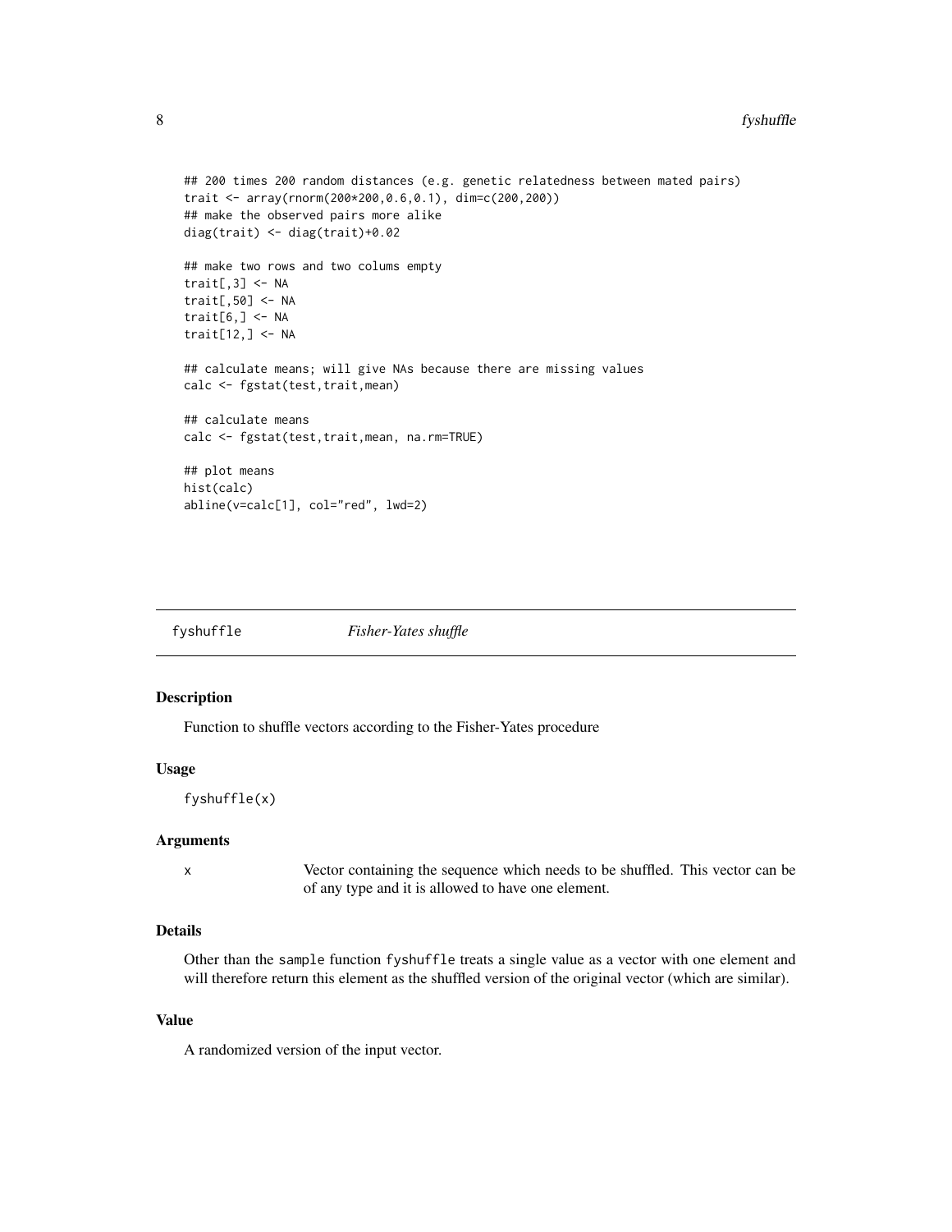```
## 200 times 200 random distances (e.g. genetic relatedness between mated pairs)
trait <- array(rnorm(200*200,0.6,0.1), dim=c(200,200))
## make the observed pairs more alike
diag(trait) <- diag(trait)+0.02

## make two rows and two colums empty
trait[,3] <- NA
trait[,50] <- NA
trait[6,] <- NA
trait[12,] <- NA

## calculate means; will give NAs because there are missing values
calc <- fgstat(test,trait,mean)

## calculate means
calc <- fgstat(test,trait,mean, na.rm=TRUE)

## plot means
hist(calc)
abline(v=calc[1], col="red", lwd=2)
```

## fyshuffle *Fisher-Yates shuffle*

### Description

Function to shuffle vectors according to the Fisher-Yates procedure

### Usage

```
fyshuffle(x)
```

### Arguments

| | |
|---|---|
| x | Vector containing the sequence which needs to be shuffled. This vector can be of any type and it is allowed to have one element. |

### Details

Other than the `sample` function `fyshuffle` treats a single value as a vector with one element and will therefore return this element as the shuffled version of the original vector (which are similar).

### Value

A randomized version of the input vector.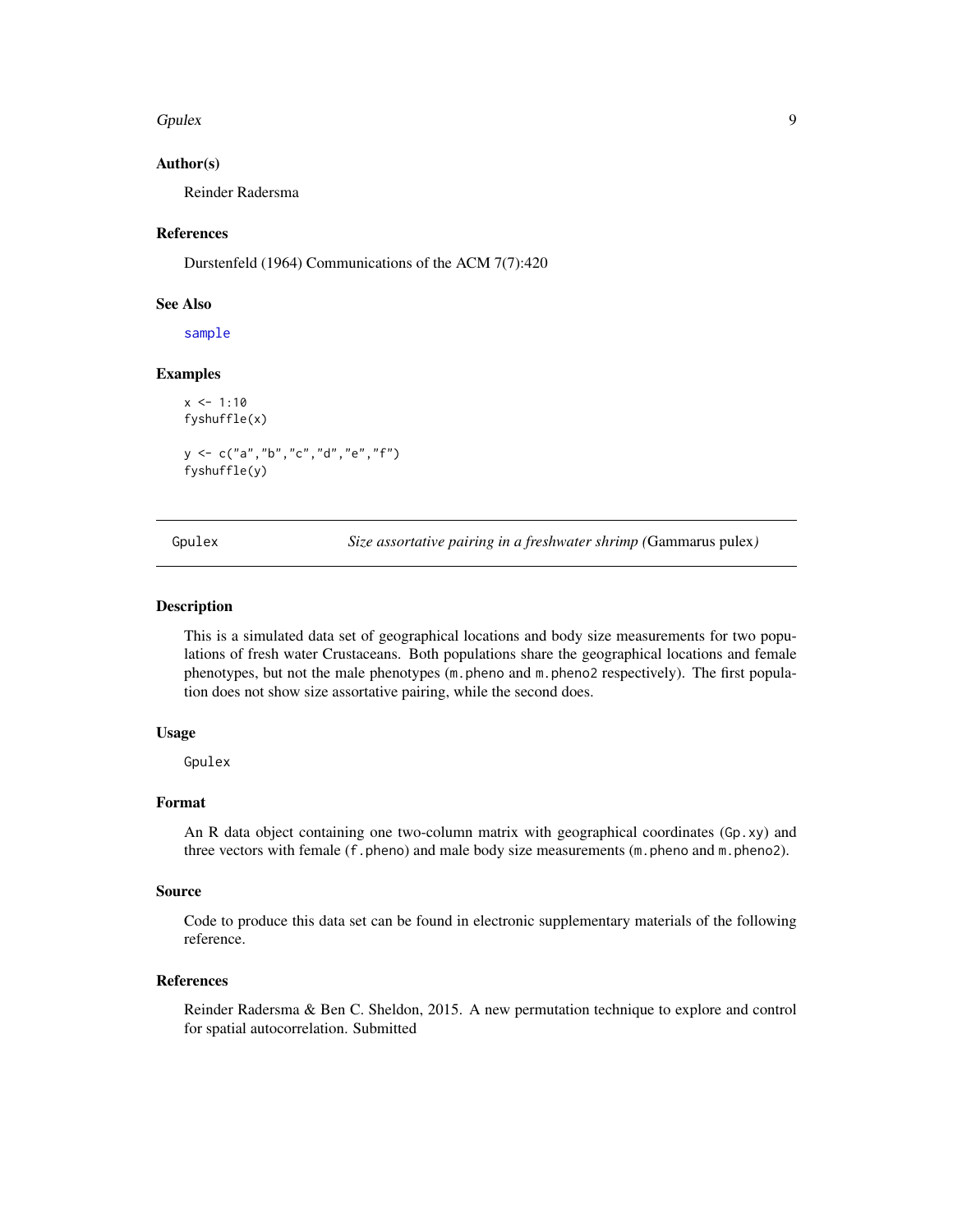### Author(s)

Reinder Radersma

### References

Durstenfeld (1964) Communications of the ACM 7(7):420

### See Also

sample

### Examples

```
x <- 1:10
fyshuffle(x)

y <- c("a","b","c","d","e","f")
fyshuffle(y)
```

---

## Gpulex — *Size assortative pairing in a freshwater shrimp (*Gammarus pulex*)*

---

### Description

This is a simulated data set of geographical locations and body size measurements for two populations of fresh water Crustaceans. Both populations share the geographical locations and female phenotypes, but not the male phenotypes (`m.pheno` and `m.pheno2` respectively). The first population does not show size assortative pairing, while the second does.

### Usage

```
Gpulex
```

### Format

An R data object containing one two-column matrix with geographical coordinates (`Gp.xy`) and three vectors with female (`f.pheno`) and male body size measurements (`m.pheno` and `m.pheno2`).

### Source

Code to produce this data set can be found in electronic supplementary materials of the following reference.

### References

Reinder Radersma & Ben C. Sheldon, 2015. A new permutation technique to explore and control for spatial autocorrelation. Submitted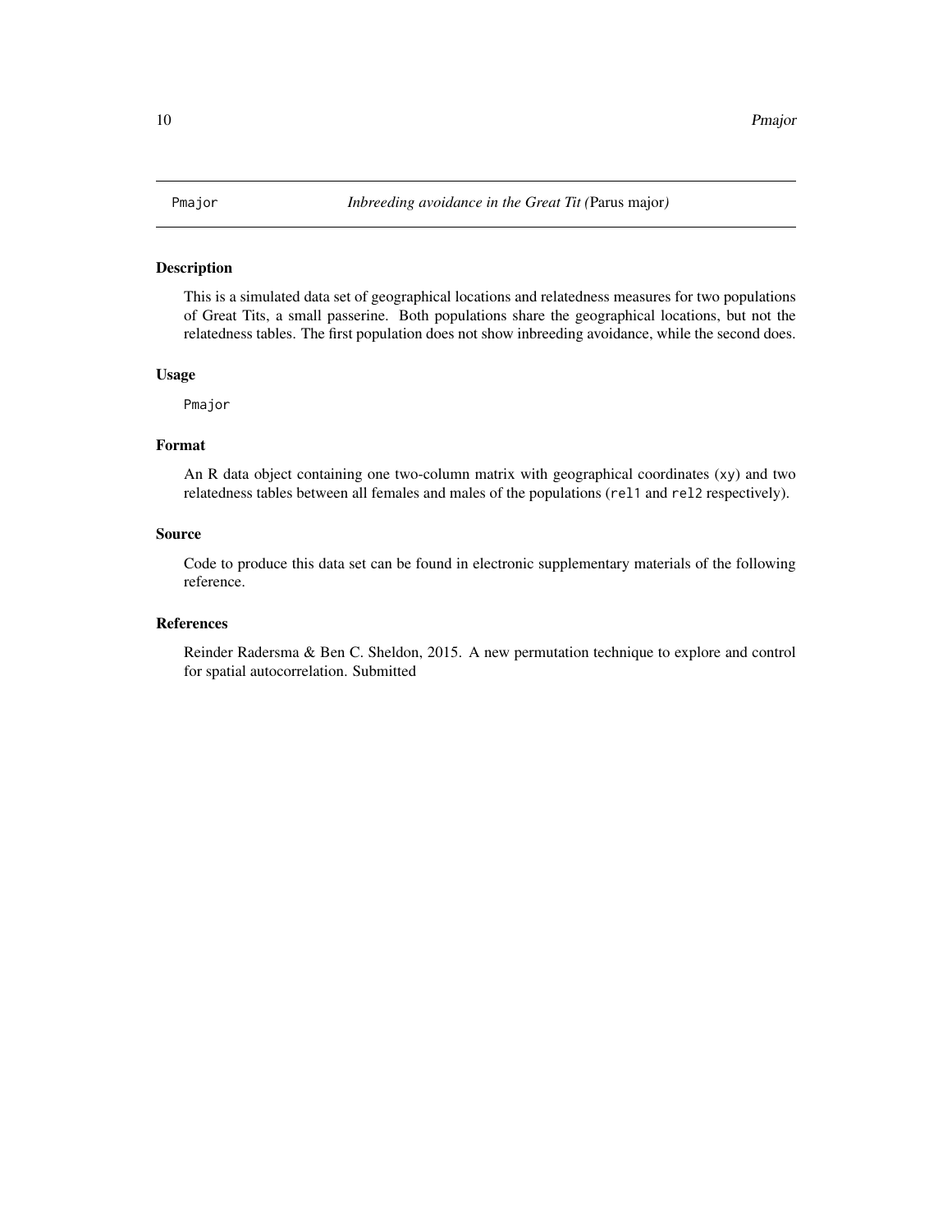Pmajor *Inbreeding avoidance in the Great Tit (*Parus major*)*

## Description

This is a simulated data set of geographical locations and relatedness measures for two populations of Great Tits, a small passerine. Both populations share the geographical locations, but not the relatedness tables. The first population does not show inbreeding avoidance, while the second does.

## Usage

```
Pmajor
```

## Format

An R data object containing one two-column matrix with geographical coordinates (`xy`) and two relatedness tables between all females and males of the populations (`rel1` and `rel2` respectively).

## Source

Code to produce this data set can be found in electronic supplementary materials of the following reference.

## References

Reinder Radersma & Ben C. Sheldon, 2015. A new permutation technique to explore and control for spatial autocorrelation. Submitted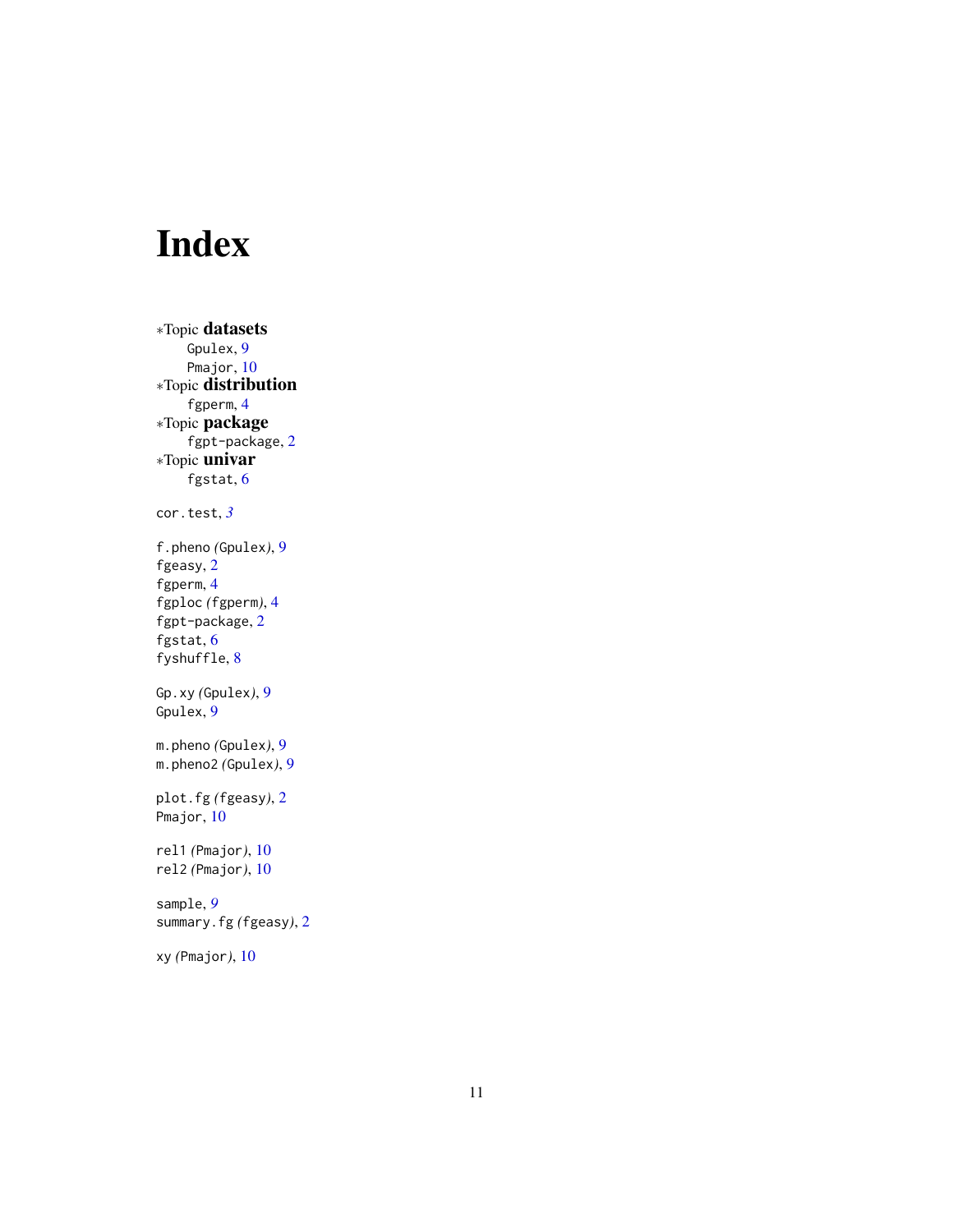# Index

∗Topic **datasets**
- Gpulex, 9
- Pmajor, 10

∗Topic **distribution**
- fgperm, 4

∗Topic **package**
- fgpt-package, 2

∗Topic **univar**
- fgstat, 6

cor.test, *3*

f.pheno *(*Gpulex*)*, 9
fgeasy, 2
fgperm, 4
fgploc *(*fgperm*)*, 4
fgpt-package, 2
fgstat, 6
fyshuffle, 8

Gp.xy *(*Gpulex*)*, 9
Gpulex, 9

m.pheno *(*Gpulex*)*, 9
m.pheno2 *(*Gpulex*)*, 9

plot.fg *(*fgeasy*)*, 2
Pmajor, 10

rel1 *(*Pmajor*)*, 10
rel2 *(*Pmajor*)*, 10

sample, *9*
summary.fg *(*fgeasy*)*, 2

xy *(*Pmajor*)*, 10